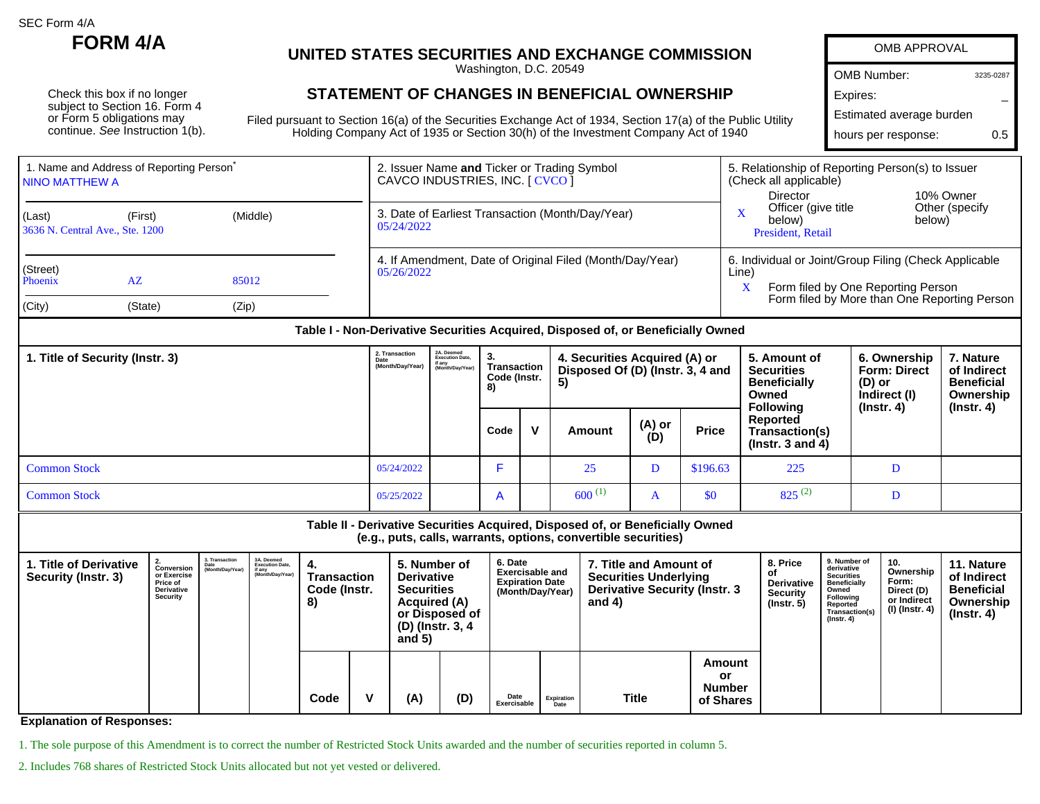SEC Form 4/A

# FORM 4/A

## UNITED STATES SECURITIES AND EXCHANGE COMMISSION

Washington, D.C. 20549

## STATEMENT OF CHANGES IN BENEFICIAL OWNERSHIP

Filed pursuant to Section 16(a) of the Securities Exchange Act of 1934, Section 17(a) of the Public Utility Holding Company Act of 1935 or Section 30(h) of the Investment Company Act of 1940

Check this box if no longer subject to Section 16. Form 4 or Form 5 obligations may continue. *See* Instruction 1(b).

| OMB APPROVAL | |
|---|---|
| OMB Number: | 3235-0287 |
| Expires: | – |
| Estimated average burden | |
| hours per response: | 0.5 |

1. Name and Address of Reporting Person*
NINO MATTHEW A

(Last) (First) (Middle)
3636 N. Central Ave., Ste. 1200

(Street)
Phoenix AZ 85012

(City) (State) (Zip)

2. Issuer Name **and** Ticker or Trading Symbol
CAVCO INDUSTRIES, INC. [ CVCO ]

3. Date of Earliest Transaction (Month/Day/Year)
05/24/2022

4. If Amendment, Date of Original Filed (Month/Day/Year)
05/26/2022

5. Relationship of Reporting Person(s) to Issuer (Check all applicable)
Director
10% Owner
X Officer (give title below)
Other (specify below)
President, Retail

6. Individual or Joint/Group Filing (Check Applicable Line)
X Form filed by One Reporting Person
Form filed by More than One Reporting Person

### Table I - Non-Derivative Securities Acquired, Disposed of, or Beneficially Owned

| 1. Title of Security (Instr. 3) | 2. Transaction Date (Month/Day/Year) | 2A. Deemed Execution Date, if any (Month/Day/Year) | 3. Transaction Code (Instr. 8) | | 4. Securities Acquired (A) or Disposed Of (D) (Instr. 3, 4 and 5) | | | 5. Amount of Securities Beneficially Owned Following Reported Transaction(s) (Instr. 3 and 4) | 6. Ownership Form: Direct (D) or Indirect (I) (Instr. 4) | 7. Nature of Indirect Beneficial Ownership (Instr. 4) |
|---|---|---|---|---|---|---|---|---|---|---|
| | | | Code | V | Amount | (A) or (D) | Price | | | |
| Common Stock | 05/24/2022 | | F | | 25 | D | $196.63 | 225 | D | |
| Common Stock | 05/25/2022 | | A | | 600 [(1)] | A | $0 | 825 [(2)] | D | |

### Table II - Derivative Securities Acquired, Disposed of, or Beneficially Owned (e.g., puts, calls, warrants, options, convertible securities)

| 1. Title of Derivative Security (Instr. 3) | 2. Conversion or Exercise Price of Derivative Security | 3. Transaction Date (Month/Day/Year) | 3A. Deemed Execution Date, if any (Month/Day/Year) | 4. Transaction Code (Instr. 8) | | 5. Number of Derivative Securities Acquired (A) or Disposed of (D) (Instr. 3, 4 and 5) | | 6. Date Exercisable and Expiration Date (Month/Day/Year) | | 7. Title and Amount of Securities Underlying Derivative Security (Instr. 3 and 4) | | 8. Price of Derivative Security (Instr. 5) | 9. Number of derivative Securities Beneficially Owned Following Reported Transaction(s) (Instr. 4) | 10. Ownership Form: Direct (D) or Indirect (I) (Instr. 4) | 11. Nature of Indirect Beneficial Ownership (Instr. 4) |
|---|---|---|---|---|---|---|---|---|---|---|---|---|---|---|---|
| | | | | Code | V | (A) | (D) | Date Exercisable | Expiration Date | Title | Amount or Number of Shares | | | | |

**Explanation of Responses:**

1. The sole purpose of this Amendment is to correct the number of Restricted Stock Units awarded and the number of securities reported in column 5.

2. Includes 768 shares of Restricted Stock Units allocated but not yet vested or delivered.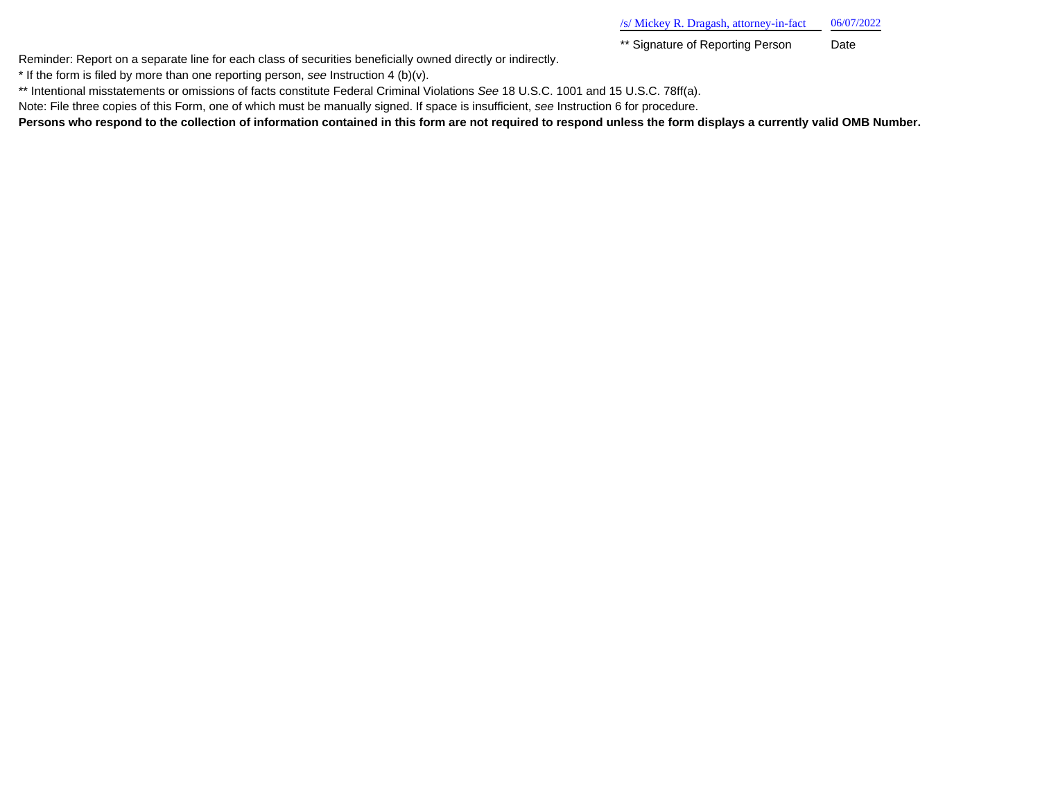| | |
|---|---|
| /s/ Mickey R. Dragash, attorney-in-fact | 06/07/2022 |
| ** Signature of Reporting Person | Date |

Reminder: Report on a separate line for each class of securities beneficially owned directly or indirectly.

* If the form is filed by more than one reporting person, *see* Instruction 4 (b)(v).

** Intentional misstatements or omissions of facts constitute Federal Criminal Violations *See* 18 U.S.C. 1001 and 15 U.S.C. 78ff(a).

Note: File three copies of this Form, one of which must be manually signed. If space is insufficient, *see* Instruction 6 for procedure.

**Persons who respond to the collection of information contained in this form are not required to respond unless the form displays a currently valid OMB Number.**